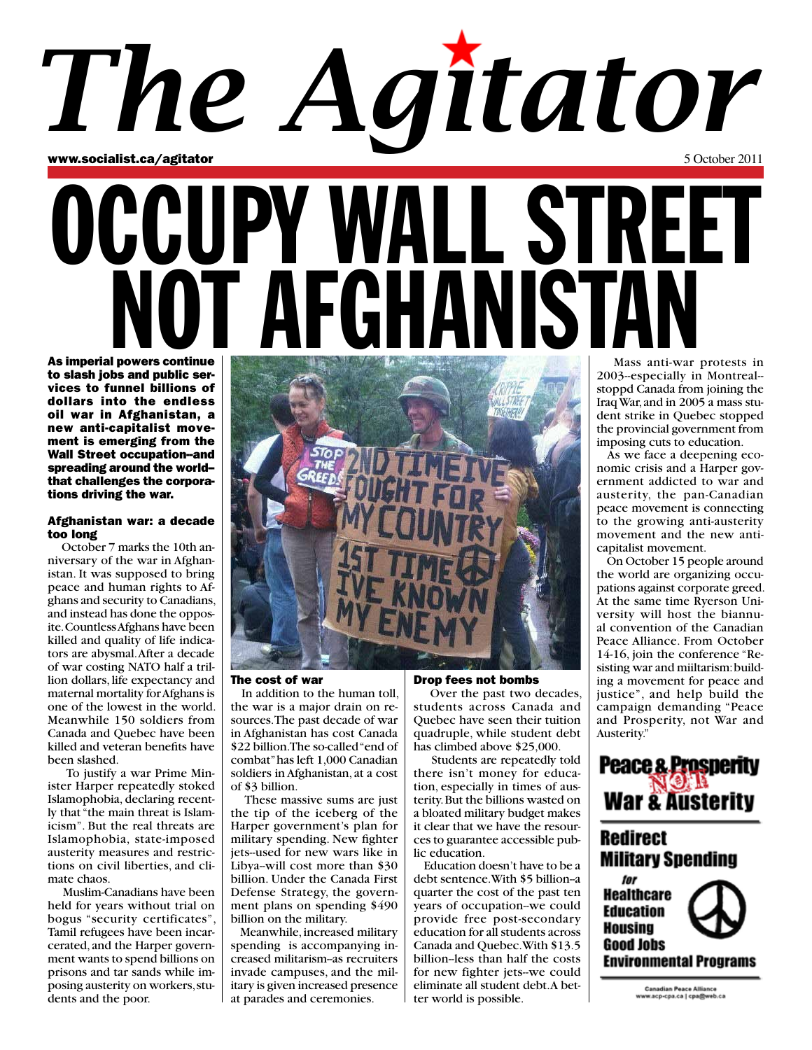# The Agitator

www.socialist.ca/agitator

5 October 2011

# OCCUPY WALL STREET NOT AFGHANISTAN

**As imperial powers continue to slash jobs and public services to funnel billions of dollars into the endless oil war in Afghanistan, a new anti-capitalist movement is emerging from the Wall Street occupation--and spreading around the world--that challenges the corporations driving the war.**

### Afghanistan war: a decade too long

October 7 marks the 10th anniversary of the war in Afghanistan. It was supposed to bring peace and human rights to Afghans and security to Canadians, and instead has done the opposite. Countless Afghans have been killed and quality of life indicators are abysmal. After a decade of war costing NATO half a trillion dollars, life expectancy and maternal mortality for Afghans is one of the lowest in the world. Meanwhile 150 soldiers from Canada and Quebec have been killed and veteran benefits have been slashed.

To justify a war Prime Minister Harper repeatedly stoked Islamophobia, declaring recently that "the main threat is Islamicism". But the real threats are Islamophobia, state-imposed austerity measures and restrictions on civil liberties, and climate chaos.

Muslim-Canadians have been held for years without trial on bogus "security certificates", Tamil refugees have been incarcerated, and the Harper government wants to spend billions on prisons and tar sands while imposing austerity on workers, students and the poor.

### The cost of war

In addition to the human toll, the war is a major drain on resources. The past decade of war in Afghanistan has cost Canada \$22 billion. The so-called "end of combat" has left 1,000 Canadian soldiers in Afghanistan, at a cost of \$3 billion.

These massive sums are just the tip of the iceberg of the Harper government's plan for military spending. New fighter jets--used for new wars like in Libya--will cost more than \$30 billion. Under the Canada First Defense Strategy, the government plans on spending \$490 billion on the military.

Meanwhile, increased military spending is accompanying increased militarism--as recruiters invade campuses, and the military is given increased presence at parades and ceremonies.

### Drop fees not bombs

Over the past two decades, students across Canada and Quebec have seen their tuition quadruple, while student debt has climbed above \$25,000.

Students are repeatedly told there isn't money for education, especially in times of austerity. But the billions wasted on a bloated military budget makes it clear that we have the resources to guarantee accessible public education.

Education doesn't have to be a debt sentence. With \$5 billion--a quarter the cost of the past ten years of occupation--we could provide free post-secondary education for all students across Canada and Quebec. With \$13.5 billion--less than half the costs for new fighter jets--we could eliminate all student debt. A better world is possible.

Mass anti-war protests in 2003--especially in Montreal--stoppd Canada from joining the Iraq War, and in 2005 a mass student strike in Quebec stopped the provincial government from imposing cuts to education.

As we face a deepening economic crisis and a Harper government addicted to war and austerity, the pan-Canadian peace movement is connecting to the growing anti-austerity movement and the new anti-capitalist movement.

On October 15 people around the world are organizing occupations against corporate greed. At the same time Ryerson University will host the biannual convention of the Canadian Peace Alliance. From October 14-16, join the conference "Resisting war and miitarism: building a movement for peace and justice", and help build the campaign demanding "Peace and Prosperity, not War and Austerity."

**Peace & Prosperity NOT War & Austerity**

**Redirect Military Spending**

*for*

**Healthcare**
**Education**
**Housing**
**Good Jobs**
**Environmental Programs**

Canadian Peace Alliance
www.acp-cpa.ca | cpa@web.ca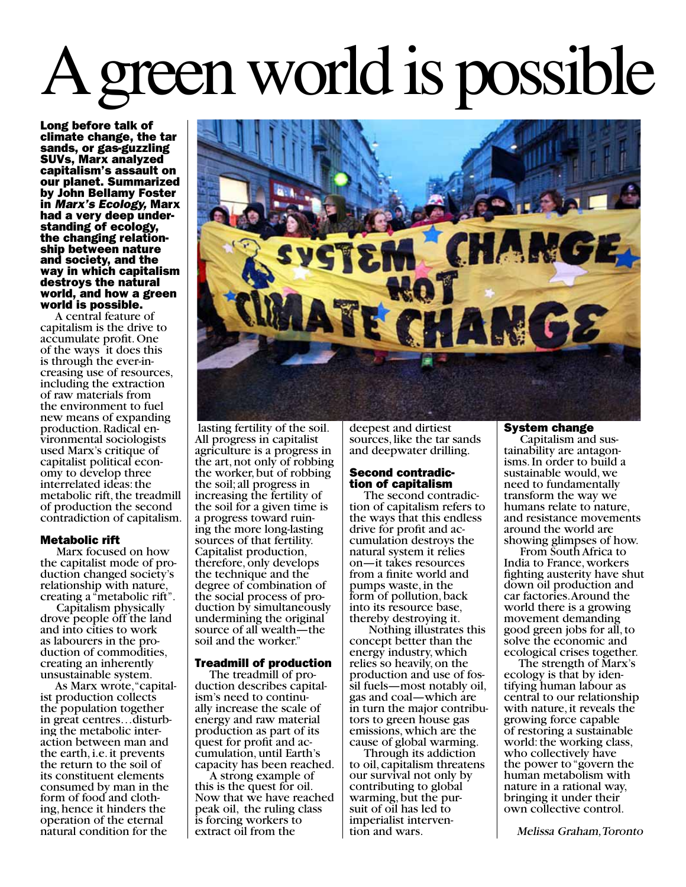# A green world is possible

**Long before talk of climate change, the tar sands, or gas-guzzling SUVs, Marx analyzed capitalism's assault on our planet. Summarized by John Bellamy Foster in *Marx's Ecology*, Marx had a very deep understanding of ecology, the changing relationship between nature and society, and the way in which capitalism destroys the natural world, and how a green world is possible.**

A central feature of capitalism is the drive to accumulate profit. One of the ways it does this is through the ever-increasing use of resources, including the extraction of raw materials from the environment to fuel new means of expanding production. Radical environmental sociologists used Marx's critique of capitalist political economy to develop three interrelated ideas: the metabolic rift, the treadmill of production the second contradiction of capitalism.

### Metabolic rift

Marx focused on how the capitalist mode of production changed society's relationship with nature, creating a "metabolic rift".

Capitalism physically drove people off the land and into cities to work as labourers in the production of commodities, creating an inherently unsustainable system.

As Marx wrote, "capitalist production collects the population together in great centres…disturbing the metabolic interaction between man and the earth, i.e. it prevents the return to the soil of its constituent elements consumed by man in the form of food and clothing, hence it hinders the operation of the eternal natural condition for the lasting fertility of the soil. All progress in capitalist agriculture is a progress in the art, not only of robbing the worker, but of robbing the soil; all progress in increasing the fertility of the soil for a given time is a progress toward ruining the more long-lasting sources of that fertility. Capitalist production, therefore, only develops the technique and the degree of combination of the social process of production by simultaneously undermining the original source of all wealth—the soil and the worker."

### Treadmill of production

The treadmill of production describes capitalism's need to continually increase the scale of energy and raw material production as part of its quest for profit and accumulation, until Earth's capacity has been reached.

A strong example of this is the quest for oil. Now that we have reached peak oil, the ruling class is forcing workers to extract oil from the deepest and dirtiest sources, like the tar sands and deepwater drilling.

### Second contradiction of capitalism

The second contradiction of capitalism refers to the ways that this endless drive for profit and accumulation destroys the natural system it relies on—it takes resources from a finite world and pumps waste, in the form of pollution, back into its resource base, thereby destroying it.

Nothing illustrates this concept better than the energy industry, which relies so heavily, on the production and use of fossil fuels—most notably oil, gas and coal—which are in turn the major contributors to green house gas emissions, which are the cause of global warming.

Through its addiction to oil, capitalism threatens our survival not only by contributing to global warming, but the pursuit of oil has led to imperialist intervention and wars.

### System change

Capitalism and sustainability are antagonisms. In order to build a sustainable would, we need to fundamentally transform the way we humans relate to nature, and resistance movements around the world are showing glimpses of how.

From South Africa to India to France, workers fighting austerity have shut down oil production and car factories. Around the world there is a growing movement demanding good green jobs for all, to solve the economic and ecological crises together.

The strength of Marx's ecology is that by identifying human labour as central to our relationship with nature, it reveals the growing force capable of restoring a sustainable world: the working class, who collectively have the power to "govern the human metabolism with nature in a rational way, bringing it under their own collective control.

*Melissa Graham, Toronto*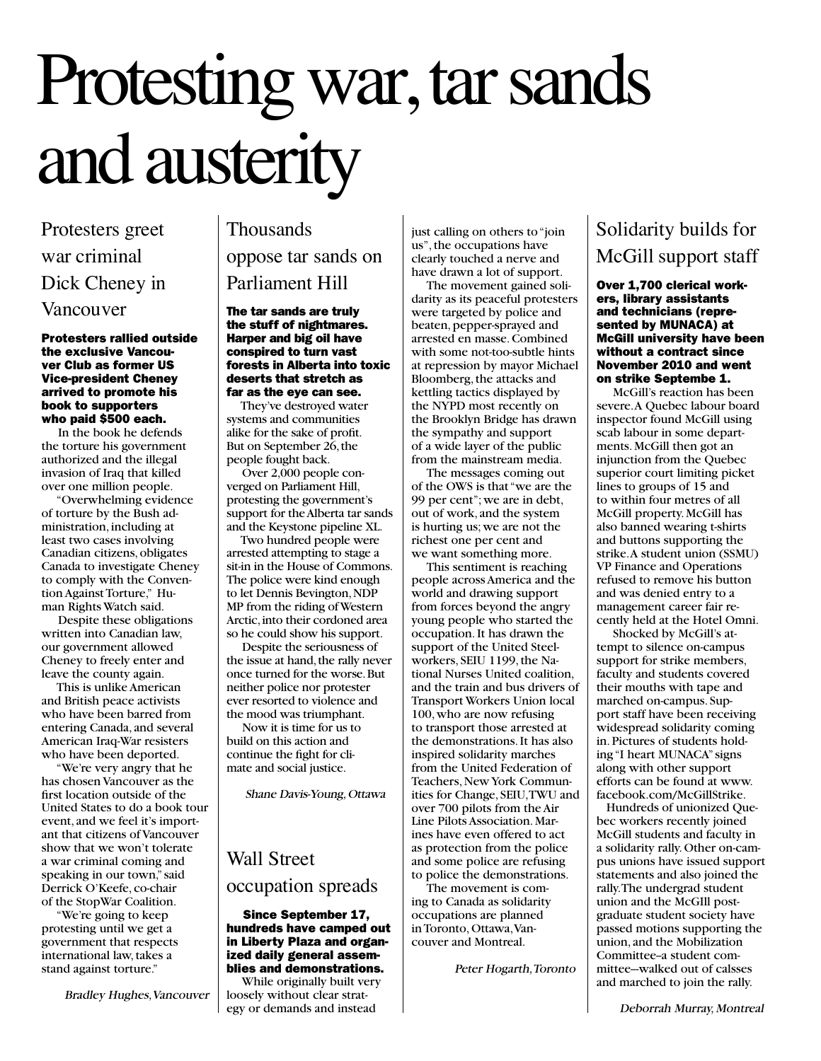# Protesting war, tar sands and austerity

## Protesters greet war criminal Dick Cheney in Vancouver

**Protesters rallied outside the exclusive Vancouver Club as former US Vice-president Cheney arrived to promote his book to supporters who paid $500 each.**

In the book he defends the torture his government authorized and the illegal invasion of Iraq that killed over one million people.

"Overwhelming evidence of torture by the Bush administration, including at least two cases involving Canadian citizens, obligates Canada to investigate Cheney to comply with the Convention Against Torture," Human Rights Watch said.

Despite these obligations written into Canadian law, our government allowed Cheney to freely enter and leave the county again.

This is unlike American and British peace activists who have been barred from entering Canada, and several American Iraq-War resisters who have been deported.

"We're very angry that he has chosen Vancouver as the first location outside of the United States to do a book tour event, and we feel it's important that citizens of Vancouver show that we won't tolerate a war criminal coming and speaking in our town," said Derrick O'Keefe, co-chair of the StopWar Coalition.

"We're going to keep protesting until we get a government that respects international law, takes a stand against torture."

*Bradley Hughes, Vancouver*

## Thousands oppose tar sands on Parliament Hill

**The tar sands are truly the stuff of nightmares. Harper and big oil have conspired to turn vast forests in Alberta into toxic deserts that stretch as far as the eye can see.**

They've destroyed water systems and communities alike for the sake of profit. But on September 26, the people fought back.

Over 2,000 people converged on Parliament Hill, protesting the government's support for the Alberta tar sands and the Keystone pipeline XL.

Two hundred people were arrested attempting to stage a sit-in in the House of Commons. The police were kind enough to let Dennis Bevington, NDP MP from the riding of Western Arctic, into their cordoned area so he could show his support.

Despite the seriousness of the issue at hand, the rally never once turned for the worse. But neither police nor protester ever resorted to violence and the mood was triumphant.

Now it is time for us to build on this action and continue the fight for climate and social justice.

*Shane Davis-Young, Ottawa*

## Wall Street occupation spreads

**Since September 17, hundreds have camped out in Liberty Plaza and organized daily general assemblies and demonstrations.**

While originally built very loosely without clear strategy or demands and instead just calling on others to "join us", the occupations have clearly touched a nerve and have drawn a lot of support.

The movement gained solidarity as its peaceful protesters were targeted by police and beaten, pepper-sprayed and arrested en masse. Combined with some not-too-subtle hints at repression by mayor Michael Bloomberg, the attacks and kettling tactics displayed by the NYPD most recently on the Brooklyn Bridge has drawn the sympathy and support of a wide layer of the public from the mainstream media.

The messages coming out of the OWS is that "we are the 99 per cent"; we are in debt, out of work, and the system is hurting us; we are not the richest one per cent and we want something more.

This sentiment is reaching people across America and the world and drawing support from forces beyond the angry young people who started the occupation. It has drawn the support of the United Steelworkers, SEIU 1199, the National Nurses United coalition, and the train and bus drivers of Transport Workers Union local 100, who are now refusing to transport those arrested at the demonstrations. It has also inspired solidarity marches from the United Federation of Teachers, New York Communities for Change, SEIU, TWU and over 700 pilots from the Air Line Pilots Association. Marines have even offered to act as protection from the police and some police are refusing to police the demonstrations.

The movement is coming to Canada as solidarity occupations are planned in Toronto, Ottawa, Vancouver and Montreal.

*Peter Hogarth, Toronto*

## Solidarity builds for McGill support staff

**Over 1,700 clerical workers, library assistants and technicians (represented by MUNACA) at McGill university have been without a contract since November 2010 and went on strike Septembe 1.**

McGill's reaction has been severe. A Quebec labour board inspector found McGill using scab labour in some departments. McGill then got an injunction from the Quebec superior court limiting picket lines to groups of 15 and to within four metres of all McGill property. McGill has also banned wearing t-shirts and buttons supporting the strike. A student union (SSMU) VP Finance and Operations refused to remove his button and was denied entry to a management career fair recently held at the Hotel Omni.

Shocked by McGill's attempt to silence on-campus support for strike members, faculty and students covered their mouths with tape and marched on-campus. Support staff have been receiving widespread solidarity coming in. Pictures of students holding "I heart MUNACA" signs along with other support efforts can be found at www.facebook.com/McGillStrike.

Hundreds of unionized Quebec workers recently joined McGill students and faculty in a solidarity rally. Other on-campus unions have issued support statements and also joined the rally. The undergrad student union and the McGIll postgraduate student society have passed motions supporting the union, and the Mobilization Committee–a student committee—walked out of calsses and marched to join the rally.

*Deborrah Murray, Montreal*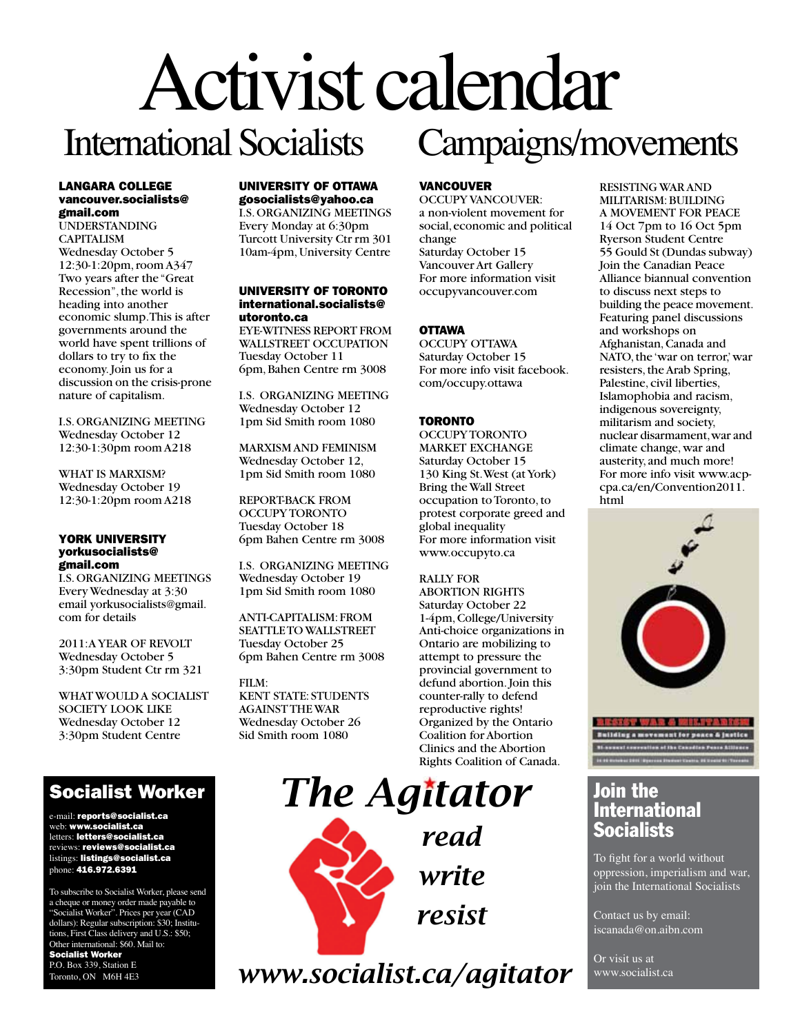# Activist calendar

## International Socialists

### LANGARA COLLEGE
**vancouver.socialists@gmail.com**

UNDERSTANDING CAPITALISM
Wednesday October 5
12:30-1:20pm, room A347
Two years after the "Great Recession", the world is heading into another economic slump. This is after governments around the world have spent trillions of dollars to try to fix the economy. Join us for a discussion on the crisis-prone nature of capitalism.

I.S. ORGANIZING MEETING
Wednesday October 12
12:30-1:30pm room A218

WHAT IS MARXISM?
Wednesday October 19
12:30-1:20pm room A218

### YORK UNIVERSITY
**yorkusocialists@gmail.com**

I.S. ORGANIZING MEETINGS
Every Wednesday at 3:30
email yorkusocialists@gmail.com for details

2011: A YEAR OF REVOLT
Wednesday October 5
3:30pm Student Ctr rm 321

WHAT WOULD A SOCIALIST SOCIETY LOOK LIKE
Wednesday October 12
3:30pm Student Centre

### UNIVERSITY OF OTTAWA
**gosocialists@yahoo.ca**

I.S. ORGANIZING MEETINGS
Every Monday at 6:30pm
Turcott University Ctr rm 301
10am-4pm, University Centre

### UNIVERSITY OF TORONTO
**international.socialists@utoronto.ca**

EYE-WITNESS REPORT FROM WALLSTREET OCCUPATION
Tuesday October 11
6pm, Bahen Centre rm 3008

I.S. ORGANIZING MEETING
Wednesday October 12
1pm Sid Smith room 1080

MARXISM AND FEMINISM
Wednesday October 12,
1pm Sid Smith room 1080

REPORT-BACK FROM OCCUPY TORONTO
Tuesday October 18
6pm Bahen Centre rm 3008

I.S. ORGANIZING MEETING
Wednesday October 19
1pm Sid Smith room 1080

ANTI-CAPITALISM: FROM SEATTLE TO WALLSTREET
Tuesday October 25
6pm Bahen Centre rm 3008

FILM:
KENT STATE: STUDENTS AGAINST THE WAR
Wednesday October 26
Sid Smith room 1080

## Campaigns/movements

### VANCOUVER

OCCUPY VANCOUVER:
a non-violent movement for social, economic and political change
Saturday October 15
Vancouver Art Gallery
For more information visit occupyvancouver.com

### OTTAWA

OCCUPY OTTAWA
Saturday October 15
For more info visit facebook.com/occupy.ottawa

### TORONTO

OCCUPY TORONTO MARKET EXCHANGE
Saturday October 15
130 King St. West (at York)
Bring the Wall Street occupation to Toronto, to protest corporate greed and global inequality
For more information visit www.occupyto.ca

RALLY FOR ABORTION RIGHTS
Saturday October 22
1-4pm, College/University
Anti-choice organizations in Ontario are mobilizing to attempt to pressure the provincial government to defund abortion. Join this counter-rally to defend reproductive rights!
Organized by the Ontario Coalition for Abortion Clinics and the Abortion Rights Coalition of Canada.

RESISTING WAR AND MILITARISM: BUILDING A MOVEMENT FOR PEACE
14 Oct 7pm to 16 Oct 5pm
Ryerson Student Centre
55 Gould St (Dundas subway)
Join the Canadian Peace Alliance biannual convention to discuss next steps to building the peace movement. Featuring panel discussions and workshops on Afghanistan, Canada and NATO, the 'war on terror,' war resisters, the Arab Spring, Palestine, civil liberties, Islamophobia and racism, indigenous sovereignty, militarism and society, nuclear disarmament, war and climate change, war and austerity, and much more!
For more info visit www.acp-cpa.ca/en/Convention2011.html

## Socialist Worker

e-mail: **reports@socialist.ca**
web: **www.socialist.ca**
letters: **letters@socialist.ca**
reviews: **reviews@socialist.ca**
listings: **listings@socialist.ca**
phone: **416.972.6391**

To subscribe to Socialist Worker, please send a cheque or money order made payable to "Socialist Worker". Prices per year (CAD dollars): Regular subscription: $30; Institutions, First Class delivery and U.S.: $50; Other international: $60. Mail to:
**Socialist Worker**
P.O. Box 339, Station E
Toronto, ON M6H 4E3

## *The Agitator*

*read*
*write*
*resist*

***www.socialist.ca/agitator***

## Join the International Socialists

To fight for a world without oppression, imperialism and war, join the International Socialists

Contact us by email:
iscanada@on.aibn.com

Or visit us at
www.socialist.ca